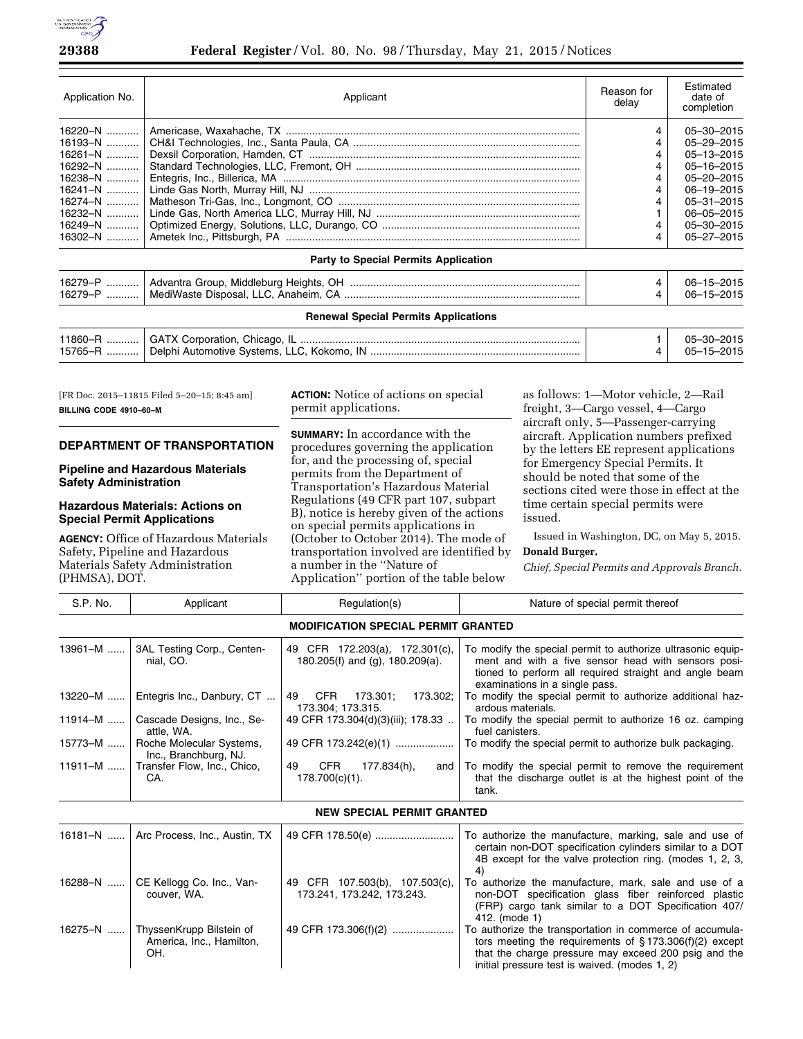| Application No. | Applicant | Reason for delay | Estimated date of completion |
| --- | --- | --- | --- |
| 16220–N | Americase, Waxahache, TX | 4 | 05–30–2015 |
| 16193–N | CH&I Technologies, Inc., Santa Paula, CA | 4 | 05–29–2015 |
| 16261–N | Dexsil Corporation, Hamden, CT | 4 | 05–13–2015 |
| 16292–N | Standard Technologies, LLC, Fremont, OH | 4 | 05–16–2015 |
| 16238–N | Entegris, Inc., Billerica, MA | 4 | 05–20–2015 |
| 16241–N | Linde Gas North, Murray Hill, NJ | 4 | 06–19–2015 |
| 16274–N | Matheson Tri-Gas, Inc., Longmont, CO | 4 | 05–31–2015 |
| 16232–N | Linde Gas, North America LLC, Murray Hill, NJ | 1 | 06–05–2015 |
| 16249–N | Optimized Energy, Solutions, LLC, Durango, CO | 4 | 05–30–2015 |
| 16302–N | Ametek Inc., Pittsburgh, PA | 4 | 05–27–2015 |
| **Party to Special Permits Application** | | | |
| 16279–P | Advantra Group, Middleburg Heights, OH | 4 | 06–15–2015 |
| 16279–P | MediWaste Disposal, LLC, Anaheim, CA | 4 | 06–15–2015 |
| **Renewal Special Permits Applications** | | | |
| 11860–R | GATX Corporation, Chicago, IL | 1 | 05–30–2015 |
| 15765–R | Delphi Automotive Systems, LLC, Kokomo, IN | 4 | 05–15–2015 |

[FR Doc. 2015–11815 Filed 5–20–15; 8:45 am]

**BILLING CODE 4910–60–M**

## DEPARTMENT OF TRANSPORTATION

### Pipeline and Hazardous Materials Safety Administration

### Hazardous Materials: Actions on Special Permit Applications

**AGENCY:** Office of Hazardous Materials Safety, Pipeline and Hazardous Materials Safety Administration (PHMSA), DOT.

**ACTION:** Notice of actions on special permit applications.

**SUMMARY:** In accordance with the procedures governing the application for, and the processing of, special permits from the Department of Transportation's Hazardous Material Regulations (49 CFR part 107, subpart B), notice is hereby given of the actions on special permits applications in (October to October 2014). The mode of transportation involved are identified by a number in the "Nature of Application" portion of the table below as follows: 1—Motor vehicle, 2—Rail freight, 3—Cargo vessel, 4—Cargo aircraft only, 5—Passenger-carrying aircraft. Application numbers prefixed by the letters EE represent applications for Emergency Special Permits. It should be noted that some of the sections cited were those in effect at the time certain special permits were issued.

Issued in Washington, DC, on May 5, 2015.

**Donald Burger,**

*Chief, Special Permits and Approvals Branch.*

| S.P. No. | Applicant | Regulation(s) | Nature of special permit thereof |
| --- | --- | --- | --- |
| **MODIFICATION SPECIAL PERMIT GRANTED** | | | |
| 13961–M | 3AL Testing Corp., Centennial, CO. | 49 CFR 172.203(a), 172.301(c), 180.205(f) and (g), 180.209(a). | To modify the special permit to authorize ultrasonic equipment and with a five sensor head with sensors positioned to perform all required straight and angle beam examinations in a single pass. |
| 13220–M | Entegris Inc., Danbury, CT | 49 CFR 173.301; 173.302; 173.304; 173.315. | To modify the special permit to authorize additional hazardous materials. |
| 11914–M | Cascade Designs, Inc., Seattle, WA. | 49 CFR 173.304(d)(3)(iii); 178.33 | To modify the special permit to authorize 16 oz. camping fuel canisters. |
| 15773–M | Roche Molecular Systems, Inc., Branchburg, NJ. | 49 CFR 173.242(e)(1) | To modify the special permit to authorize bulk packaging. |
| 11911–M | Transfer Flow, Inc., Chico, CA. | 49 CFR 177.834(h), and 178.700(c)(1). | To modify the special permit to remove the requirement that the discharge outlet is at the highest point of the tank. |
| **NEW SPECIAL PERMIT GRANTED** | | | |
| 16181–N | Arc Process, Inc., Austin, TX | 49 CFR 178.50(e) | To authorize the manufacture, marking, sale and use of certain non-DOT specification cylinders similar to a DOT 4B except for the valve protection ring. (modes 1, 2, 3, 4) |
| 16288–N | CE Kellogg Co. Inc., Vancouver, WA. | 49 CFR 107.503(b), 107.503(c), 173.241, 173.242, 173.243. | To authorize the manufacture, mark, sale and use of a non-DOT specification glass fiber reinforced plastic (FRP) cargo tank similar to a DOT Specification 407/412. (mode 1) |
| 16275–N | ThyssenKrupp Bilstein of America, Inc., Hamilton, OH. | 49 CFR 173.306(f)(2) | To authorize the transportation in commerce of accumulators meeting the requirements of § 173.306(f)(2) except that the charge pressure may exceed 200 psig and the initial pressure test is waived. (modes 1, 2) |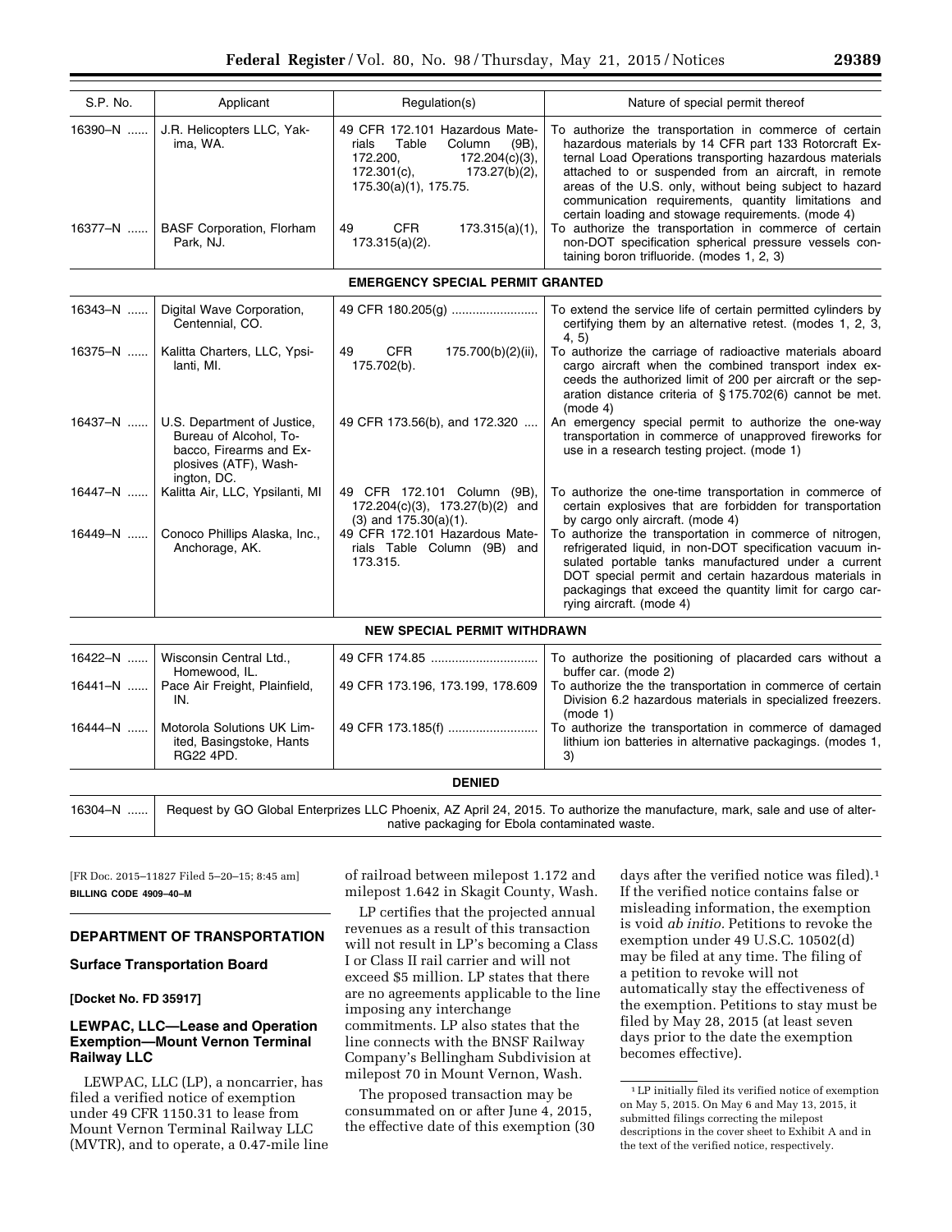| S.P. No. | Applicant | Regulation(s) | Nature of special permit thereof |
|---|---|---|---|
| 16390–N | J.R. Helicopters LLC, Yakima, WA. | 49 CFR 172.101 Hazardous Materials Table Column (9B), 172.200, 172.204(c)(3), 172.301(c), 173.27(b)(2), 175.30(a)(1), 175.75. | To authorize the transportation in commerce of certain hazardous materials by 14 CFR part 133 Rotorcraft External Load Operations transporting hazardous materials attached to or suspended from an aircraft, in remote areas of the U.S. only, without being subject to hazard communication requirements, quantity limitations and certain loading and stowage requirements. (mode 4) |
| 16377–N | BASF Corporation, Florham Park, NJ. | 49 CFR 173.315(a)(1), 173.315(a)(2). | To authorize the transportation in commerce of certain non-DOT specification spherical pressure vessels containing boron trifluoride. (modes 1, 2, 3) |
| | | **EMERGENCY SPECIAL PERMIT GRANTED** | |
| 16343–N | Digital Wave Corporation, Centennial, CO. | 49 CFR 180.205(g) | To extend the service life of certain permitted cylinders by certifying them by an alternative retest. (modes 1, 2, 3, 4, 5) |
| 16375–N | Kalitta Charters, LLC, Ypsilanti, MI. | 49 CFR 175.700(b)(2)(ii), 175.702(b). | To authorize the carriage of radioactive materials aboard cargo aircraft when the combined transport index exceeds the authorized limit of 200 per aircraft or the separation distance criteria of § 175.702(6) cannot be met. (mode 4) |
| 16437–N | U.S. Department of Justice, Bureau of Alcohol, Tobacco, Firearms and Explosives (ATF), Washington, DC. | 49 CFR 173.56(b), and 172.320 | An emergency special permit to authorize the one-way transportation in commerce of unapproved fireworks for use in a research testing project. (mode 1) |
| 16447–N | Kalitta Air, LLC, Ypsilanti, MI | 49 CFR 172.101 Column (9B), 172.204(c)(3), 173.27(b)(2) and (3) and 175.30(a)(1). | To authorize the one-time transportation in commerce of certain explosives that are forbidden for transportation by cargo only aircraft. (mode 4) |
| 16449–N | Conoco Phillips Alaska, Inc., Anchorage, AK. | 49 CFR 172.101 Hazardous Materials Table Column (9B) and 173.315. | To authorize the transportation in commerce of nitrogen, refrigerated liquid, in non-DOT specification vacuum insulated portable tanks manufactured under a current DOT special permit and certain hazardous materials in packagings that exceed the quantity limit for cargo carrying aircraft. (mode 4) |
| | | **NEW SPECIAL PERMIT WITHDRAWN** | |
| 16422–N | Wisconsin Central Ltd., Homewood, IL. | 49 CFR 174.85 | To authorize the positioning of placarded cars without a buffer car. (mode 2) |
| 16441–N | Pace Air Freight, Plainfield, IN. | 49 CFR 173.196, 173.199, 178.609 | To authorize the the transportation in commerce of certain Division 6.2 hazardous materials in specialized freezers. (mode 1) |
| 16444–N | Motorola Solutions UK Limited, Basingstoke, Hants RG22 4PD. | 49 CFR 173.185(f) | To authorize the transportation in commerce of damaged lithium ion batteries in alternative packagings. (modes 1, 3) |
| | | **DENIED** | |
| 16304–N | Request by GO Global Enterprizes LLC Phoenix, AZ April 24, 2015. To authorize the manufacture, mark, sale and use of alternative packaging for Ebola contaminated waste. | | |

[FR Doc. 2015–11827 Filed 5–20–15; 8:45 am]

**BILLING CODE 4909–40–M**

## DEPARTMENT OF TRANSPORTATION

### Surface Transportation Board

**[Docket No. FD 35917]**

### LEWPAC, LLC—Lease and Operation Exemption—Mount Vernon Terminal Railway LLC

LEWPAC, LLC (LP), a noncarrier, has filed a verified notice of exemption under 49 CFR 1150.31 to lease from Mount Vernon Terminal Railway LLC (MVTR), and to operate, a 0.47-mile line of railroad between milepost 1.172 and milepost 1.642 in Skagit County, Wash.

LP certifies that the projected annual revenues as a result of this transaction will not result in LP's becoming a Class I or Class II rail carrier and will not exceed $5 million. LP states that there are no agreements applicable to the line imposing any interchange commitments. LP also states that the line connects with the BNSF Railway Company's Bellingham Subdivision at milepost 70 in Mount Vernon, Wash.

The proposed transaction may be consummated on or after June 4, 2015, the effective date of this exemption (30 days after the verified notice was filed).[1] If the verified notice contains false or misleading information, the exemption is void *ab initio.* Petitions to revoke the exemption under 49 U.S.C. 10502(d) may be filed at any time. The filing of a petition to revoke will not automatically stay the effectiveness of the exemption. Petitions to stay must be filed by May 28, 2015 (at least seven days prior to the date the exemption becomes effective).

[1] LP initially filed its verified notice of exemption on May 5, 2015. On May 6 and May 13, 2015, it submitted filings correcting the milepost descriptions in the cover sheet to Exhibit A and in the text of the verified notice, respectively.